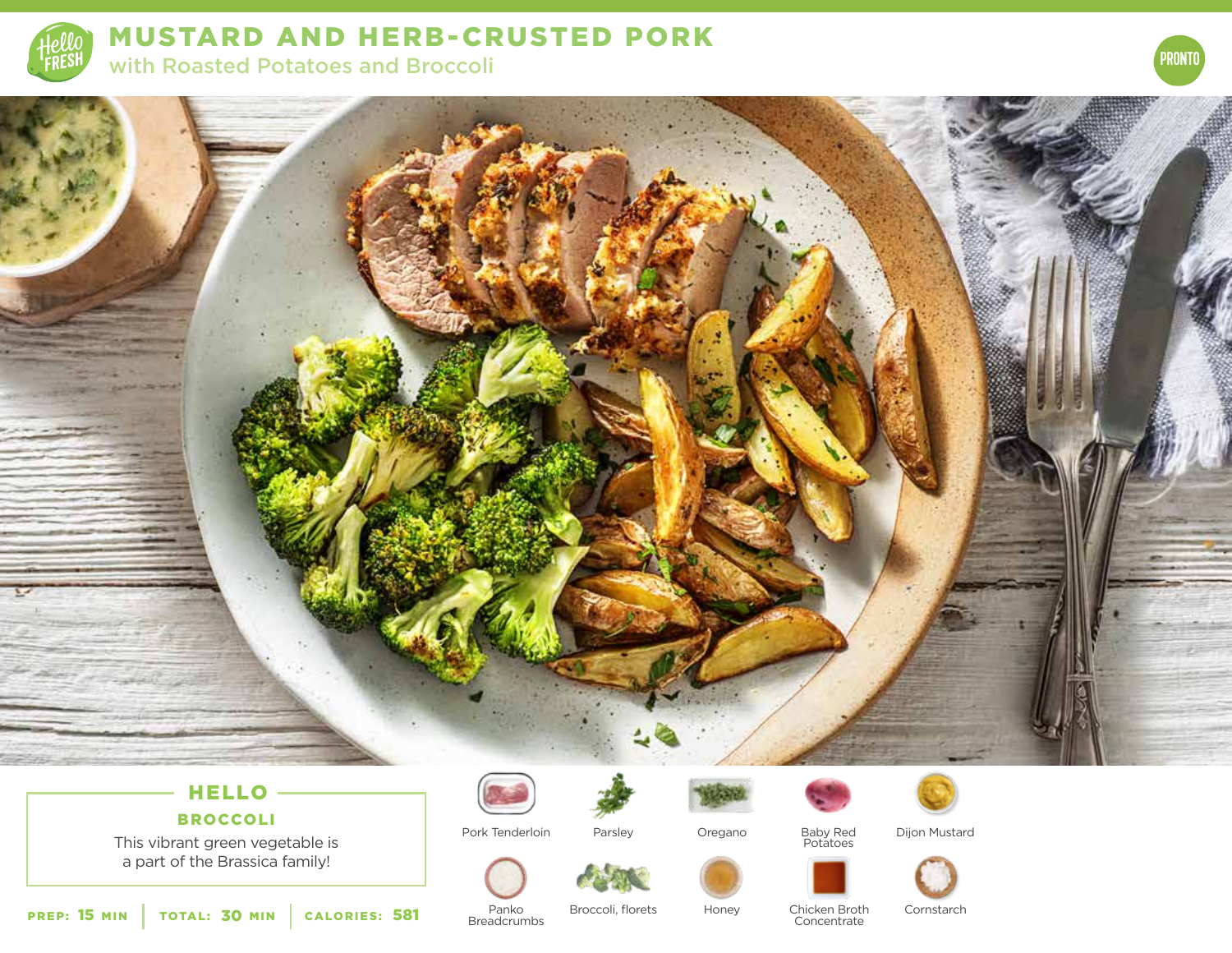# MUSTARD AND HERB-CRUSTED PORK

## with Roasted Potatoes and Broccoli

PRONTO

### HELLO BROCCOLI

This vibrant green vegetable is a part of the Brassica family!

**PREP:** 15 MIN | **TOTAL:** 30 MIN | **CALORIES:** 581

- Pork Tenderloin
- Parsley
- Oregano
- Baby Red Potatoes
- Dijon Mustard
- Panko Breadcrumbs
- Broccoli, florets
- Honey
- Chicken Broth Concentrate
- Cornstarch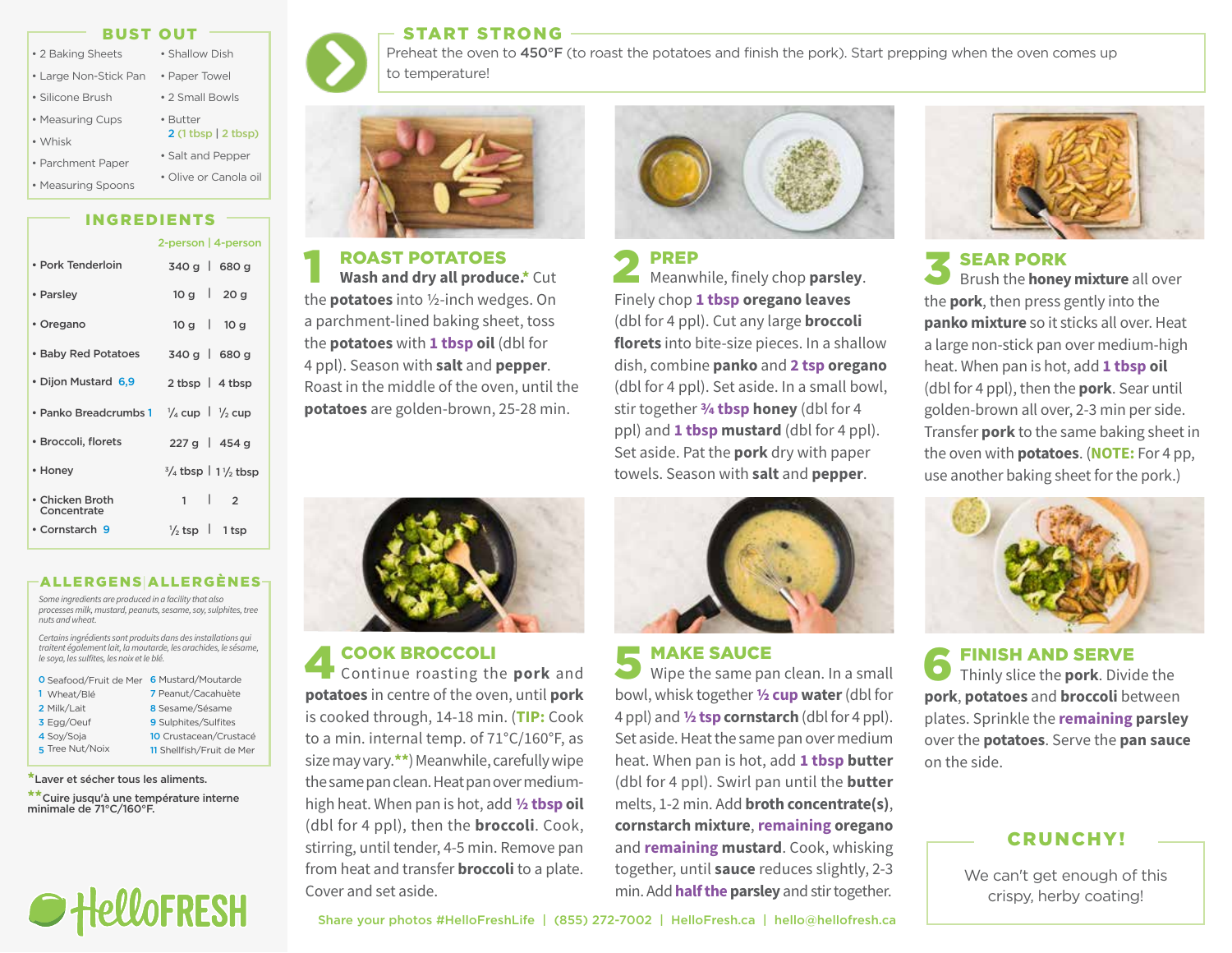## BUST OUT

- 2 Baking Sheets
- Large Non-Stick Pan
- Silicone Brush
- Measuring Cups
- Whisk
- Parchment Paper
- Measuring Spoons
- Shallow Dish
- Paper Towel
- 2 Small Bowls
- Butter
  2 (1 tbsp | 2 tbsp)
- Salt and Pepper
- Olive or Canola oil

## INGREDIENTS

| | 2-person | 4-person |
|---|---|---|
| • Pork Tenderloin | 340 g | 680 g |
| • Parsley | 10 g | 20 g |
| • Oregano | 10 g | 10 g |
| • Baby Red Potatoes | 340 g | 680 g |
| • Dijon Mustard 6,9 | 2 tbsp | 4 tbsp |
| • Panko Breadcrumbs 1 | ¼ cup | ½ cup |
| • Broccoli, florets | 227 g | 454 g |
| • Honey | ¾ tbsp | 1 ½ tbsp |
| • Chicken Broth Concentrate | 1 | 2 |
| • Cornstarch 9 | ½ tsp | 1 tsp |

## ALLERGENS | ALLERGÈNES

*Some ingredients are produced in a facility that also processes milk, mustard, peanuts, sesame, soy, sulphites, tree nuts and wheat.*

*Certains ingrédients sont produits dans des installations qui traitent également lait, la moutarde, les arachides, le sésame, le soya, les sulfites, les noix et le blé.*

0 Seafood/Fruit de Mer
1 Wheat/Blé
2 Milk/Lait
3 Egg/Oeuf
4 Soy/Soja
5 Tree Nut/Noix
6 Mustard/Moutarde
7 Peanut/Cacahuète
8 Sesame/Sésame
9 Sulphites/Sulfites
10 Crustacean/Crustacé
11 Shellfish/Fruit de Mer

*Laver et sécher tous les aliments.

**Cuire jusqu'à une température interne minimale de 71°C/160°F.

## START STRONG

Preheat the oven to **450°F** (to roast the potatoes and finish the pork). Start prepping when the oven comes up to temperature!

## 1 ROAST POTATOES

**Wash and dry all produce.*** Cut the **potatoes** into ½-inch wedges. On a parchment-lined baking sheet, toss the **potatoes** with **1 tbsp oil** (dbl for 4 ppl). Season with **salt** and **pepper**. Roast in the middle of the oven, until the **potatoes** are golden-brown, 25-28 min.

## 2 PREP

Meanwhile, finely chop **parsley**. Finely chop **1 tbsp oregano leaves** (dbl for 4 ppl). Cut any large **broccoli florets** into bite-size pieces. In a shallow dish, combine **panko** and **2 tsp oregano** (dbl for 4 ppl). Set aside. In a small bowl, stir together **¾ tbsp honey** (dbl for 4 ppl) and **1 tbsp mustard** (dbl for 4 ppl). Set aside. Pat the **pork** dry with paper towels. Season with **salt** and **pepper**.

## 3 SEAR PORK

Brush the **honey mixture** all over the **pork**, then press gently into the **panko mixture** so it sticks all over. Heat a large non-stick pan over medium-high heat. When pan is hot, add **1 tbsp oil** (dbl for 4 ppl), then the **pork**. Sear until golden-brown all over, 2-3 min per side. Transfer **pork** to the same baking sheet in the oven with **potatoes**. (**NOTE:** For 4 pp, use another baking sheet for the pork.)

## 4 COOK BROCCOLI

Continue roasting the **pork** and **potatoes** in centre of the oven, until **pork** is cooked through, 14-18 min. (**TIP:** Cook to a min. internal temp. of 71°C/160°F, as size may vary.**) Meanwhile, carefully wipe the same pan clean. Heat pan over medium-high heat. When pan is hot, add **½ tbsp oil** (dbl for 4 ppl), then the **broccoli**. Cook, stirring, until tender, 4-5 min. Remove pan from heat and transfer **broccoli** to a plate. Cover and set aside.

## 5 MAKE SAUCE

Wipe the same pan clean. In a small bowl, whisk together **½ cup water** (dbl for 4 ppl) and **½ tsp cornstarch** (dbl for 4 ppl). Set aside. Heat the same pan over medium heat. When pan is hot, add **1 tbsp butter** (dbl for 4 ppl). Swirl pan until the **butter** melts, 1-2 min. Add **broth concentrate(s)**, **cornstarch mixture**, **remaining oregano** and **remaining mustard**. Cook, whisking together, until **sauce** reduces slightly, 2-3 min. Add **half the parsley** and stir together.

## 6 FINISH AND SERVE

Thinly slice the **pork**. Divide the **pork**, **potatoes** and **broccoli** between plates. Sprinkle the **remaining parsley** over the **potatoes**. Serve the **pan sauce** on the side.

## CRUNCHY!

We can't get enough of this crispy, herby coating!

Share your photos #HelloFreshLife | (855) 272-7002 | HelloFresh.ca | hello@hellofresh.ca

HelloFRESH